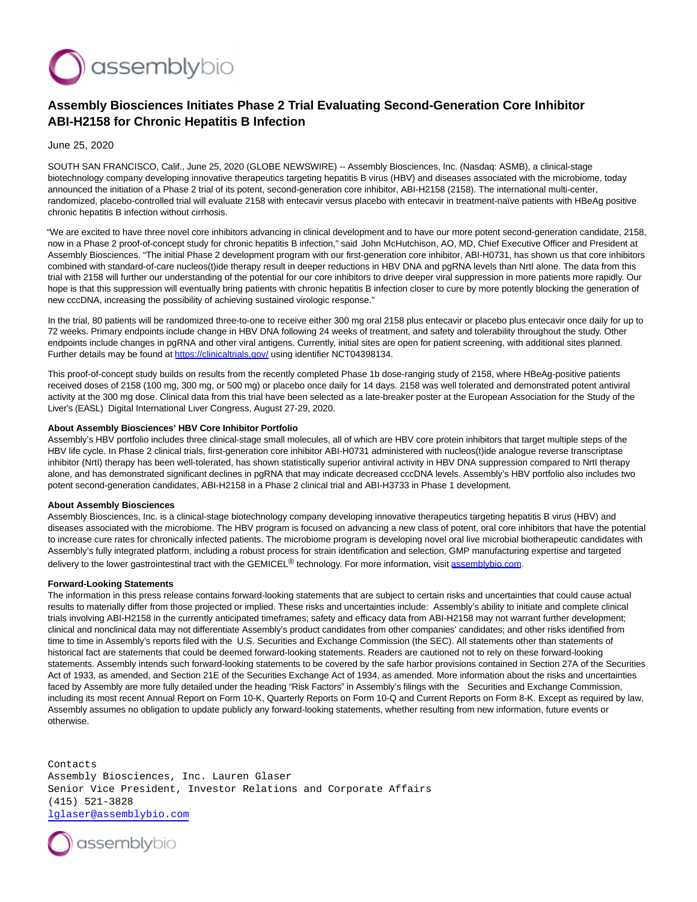# Assembly Biosciences Initiates Phase 2 Trial Evaluating Second-Generation Core Inhibitor ABI-H2158 for Chronic Hepatitis B Infection

June 25, 2020

SOUTH SAN FRANCISCO, Calif., June 25, 2020 (GLOBE NEWSWIRE) -- Assembly Biosciences, Inc. (Nasdaq: ASMB), a clinical-stage biotechnology company developing innovative therapeutics targeting hepatitis B virus (HBV) and diseases associated with the microbiome, today announced the initiation of a Phase 2 trial of its potent, second-generation core inhibitor, ABI-H2158 (2158). The international multi-center, randomized, placebo-controlled trial will evaluate 2158 with entecavir versus placebo with entecavir in treatment-naïve patients with HBeAg positive chronic hepatitis B infection without cirrhosis.

"We are excited to have three novel core inhibitors advancing in clinical development and to have our more potent second-generation candidate, 2158, now in a Phase 2 proof-of-concept study for chronic hepatitis B infection," said John McHutchison, AO, MD, Chief Executive Officer and President at Assembly Biosciences. "The initial Phase 2 development program with our first-generation core inhibitor, ABI-H0731, has shown us that core inhibitors combined with standard-of-care nucleos(t)ide therapy result in deeper reductions in HBV DNA and pgRNA levels than NrtI alone. The data from this trial with 2158 will further our understanding of the potential for our core inhibitors to drive deeper viral suppression in more patients more rapidly. Our hope is that this suppression will eventually bring patients with chronic hepatitis B infection closer to cure by more potently blocking the generation of new cccDNA, increasing the possibility of achieving sustained virologic response."

In the trial, 80 patients will be randomized three-to-one to receive either 300 mg oral 2158 plus entecavir or placebo plus entecavir once daily for up to 72 weeks. Primary endpoints include change in HBV DNA following 24 weeks of treatment, and safety and tolerability throughout the study. Other endpoints include changes in pgRNA and other viral antigens. Currently, initial sites are open for patient screening, with additional sites planned. Further details may be found at https://clinicaltrials.gov/ using identifier NCT04398134.

This proof-of-concept study builds on results from the recently completed Phase 1b dose-ranging study of 2158, where HBeAg-positive patients received doses of 2158 (100 mg, 300 mg, or 500 mg) or placebo once daily for 14 days. 2158 was well tolerated and demonstrated potent antiviral activity at the 300 mg dose. Clinical data from this trial have been selected as a late-breaker poster at the European Association for the Study of the Liver's (EASL) Digital International Liver Congress, August 27-29, 2020.

**About Assembly Biosciences' HBV Core Inhibitor Portfolio**

Assembly's HBV portfolio includes three clinical-stage small molecules, all of which are HBV core protein inhibitors that target multiple steps of the HBV life cycle. In Phase 2 clinical trials, first-generation core inhibitor ABI-H0731 administered with nucleos(t)ide analogue reverse transcriptase inhibitor (NrtI) therapy has been well-tolerated, has shown statistically superior antiviral activity in HBV DNA suppression compared to NrtI therapy alone, and has demonstrated significant declines in pgRNA that may indicate decreased cccDNA levels. Assembly's HBV portfolio also includes two potent second-generation candidates, ABI-H2158 in a Phase 2 clinical trial and ABI-H3733 in Phase 1 development.

**About Assembly Biosciences**

Assembly Biosciences, Inc. is a clinical-stage biotechnology company developing innovative therapeutics targeting hepatitis B virus (HBV) and diseases associated with the microbiome. The HBV program is focused on advancing a new class of potent, oral core inhibitors that have the potential to increase cure rates for chronically infected patients. The microbiome program is developing novel oral live microbial biotherapeutic candidates with Assembly's fully integrated platform, including a robust process for strain identification and selection, GMP manufacturing expertise and targeted delivery to the lower gastrointestinal tract with the GEMICEL® technology. For more information, visit assemblybio.com.

**Forward-Looking Statements**

The information in this press release contains forward-looking statements that are subject to certain risks and uncertainties that could cause actual results to materially differ from those projected or implied. These risks and uncertainties include: Assembly's ability to initiate and complete clinical trials involving ABI-H2158 in the currently anticipated timeframes; safety and efficacy data from ABI-H2158 may not warrant further development; clinical and nonclinical data may not differentiate Assembly's product candidates from other companies' candidates; and other risks identified from time to time in Assembly's reports filed with the U.S. Securities and Exchange Commission (the SEC). All statements other than statements of historical fact are statements that could be deemed forward-looking statements. Readers are cautioned not to rely on these forward-looking statements. Assembly intends such forward-looking statements to be covered by the safe harbor provisions contained in Section 27A of the Securities Act of 1933, as amended, and Section 21E of the Securities Exchange Act of 1934, as amended. More information about the risks and uncertainties faced by Assembly are more fully detailed under the heading "Risk Factors" in Assembly's filings with the Securities and Exchange Commission, including its most recent Annual Report on Form 10-K, Quarterly Reports on Form 10-Q and Current Reports on Form 8-K. Except as required by law, Assembly assumes no obligation to update publicly any forward-looking statements, whether resulting from new information, future events or otherwise.

Contacts
Assembly Biosciences, Inc. Lauren Glaser
Senior Vice President, Investor Relations and Corporate Affairs
(415) 521-3828
lglaser@assemblybio.com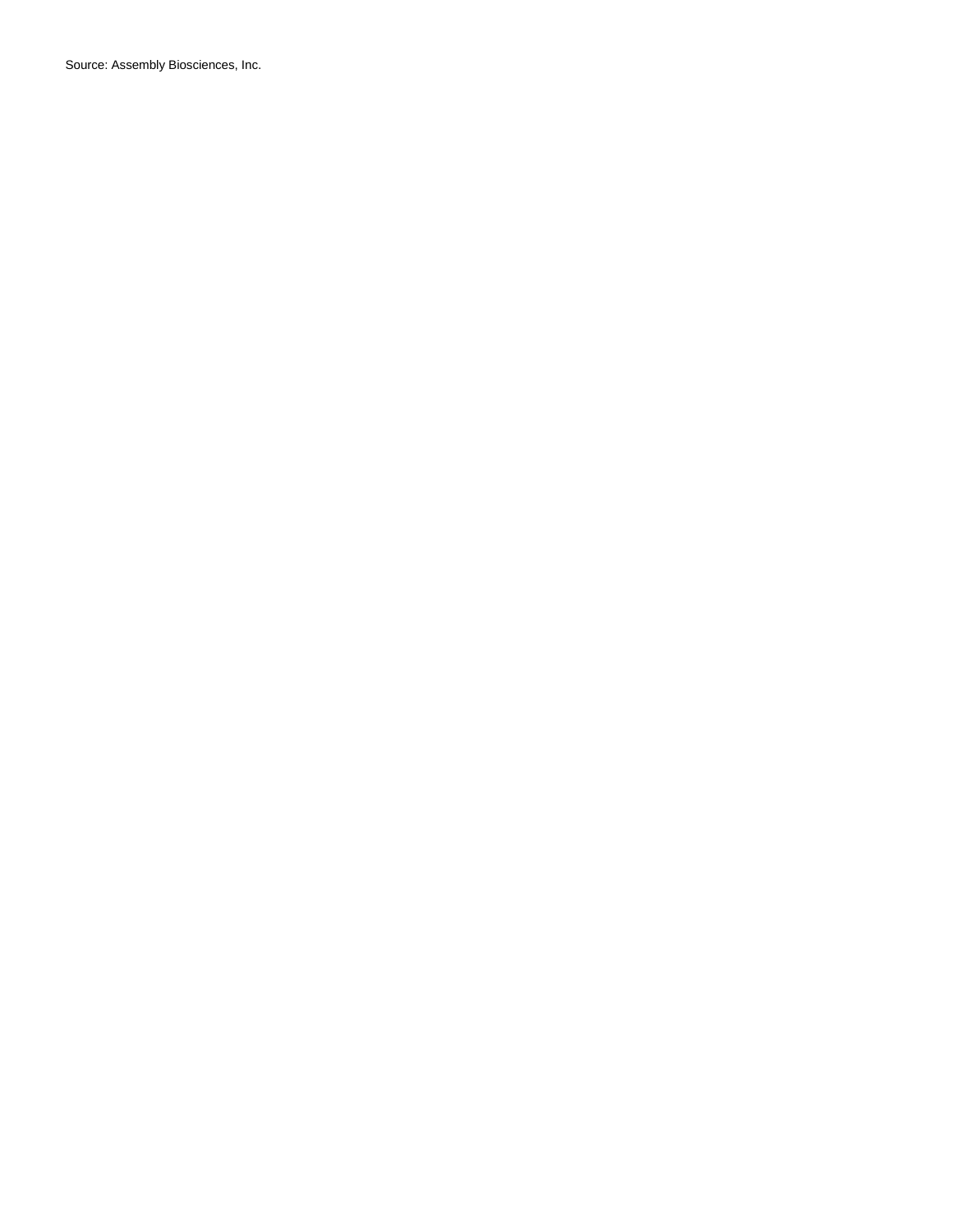Source: Assembly Biosciences, Inc.